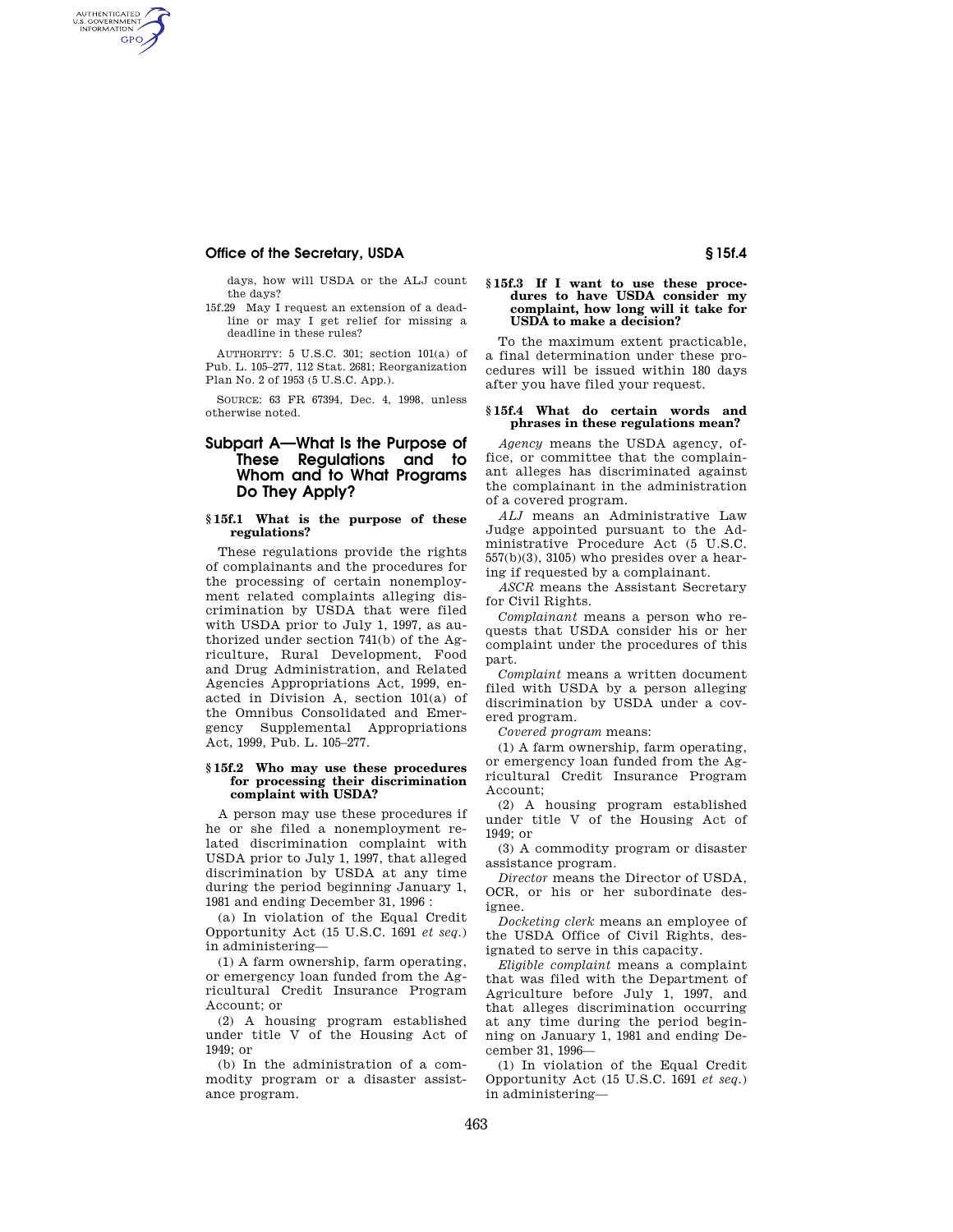days, how will USDA or the ALJ count the days?

15f.29 May I request an extension of a deadline or may I get relief for missing a deadline in these rules?

AUTHORITY: 5 U.S.C. 301; section 101(a) of Pub. L. 105–277, 112 Stat. 2681; Reorganization Plan No. 2 of 1953 (5 U.S.C. App.).

SOURCE: 63 FR 67394, Dec. 4, 1998, unless otherwise noted.

## Subpart A—What Is the Purpose of These Regulations and to Whom and to What Programs Do They Apply?

### § 15f.1 What is the purpose of these regulations?

These regulations provide the rights of complainants and the procedures for the processing of certain nonemployment related complaints alleging discrimination by USDA that were filed with USDA prior to July 1, 1997, as authorized under section 741(b) of the Agriculture, Rural Development, Food and Drug Administration, and Related Agencies Appropriations Act, 1999, enacted in Division A, section 101(a) of the Omnibus Consolidated and Emergency Supplemental Appropriations Act, 1999, Pub. L. 105–277.

### § 15f.2 Who may use these procedures for processing their discrimination complaint with USDA?

A person may use these procedures if he or she filed a nonemployment related discrimination complaint with USDA prior to July 1, 1997, that alleged discrimination by USDA at any time during the period beginning January 1, 1981 and ending December 31, 1996 :

(a) In violation of the Equal Credit Opportunity Act (15 U.S.C. 1691 *et seq.*) in administering—

(1) A farm ownership, farm operating, or emergency loan funded from the Agricultural Credit Insurance Program Account; or

(2) A housing program established under title V of the Housing Act of 1949; or

(b) In the administration of a commodity program or a disaster assistance program.

### § 15f.3 If I want to use these procedures to have USDA consider my complaint, how long will it take for USDA to make a decision?

To the maximum extent practicable, a final determination under these procedures will be issued within 180 days after you have filed your request.

### § 15f.4 What do certain words and phrases in these regulations mean?

*Agency* means the USDA agency, office, or committee that the complainant alleges has discriminated against the complainant in the administration of a covered program.

*ALJ* means an Administrative Law Judge appointed pursuant to the Administrative Procedure Act (5 U.S.C. 557(b)(3), 3105) who presides over a hearing if requested by a complainant.

*ASCR* means the Assistant Secretary for Civil Rights.

*Complainant* means a person who requests that USDA consider his or her complaint under the procedures of this part.

*Complaint* means a written document filed with USDA by a person alleging discrimination by USDA under a covered program.

*Covered program* means:

(1) A farm ownership, farm operating, or emergency loan funded from the Agricultural Credit Insurance Program Account;

(2) A housing program established under title V of the Housing Act of 1949; or

(3) A commodity program or disaster assistance program.

*Director* means the Director of USDA, OCR, or his or her subordinate designee.

*Docketing clerk* means an employee of the USDA Office of Civil Rights, designated to serve in this capacity.

*Eligible complaint* means a complaint that was filed with the Department of Agriculture before July 1, 1997, and that alleges discrimination occurring at any time during the period beginning on January 1, 1981 and ending December 31, 1996—

(1) In violation of the Equal Credit Opportunity Act (15 U.S.C. 1691 *et seq.*) in administering—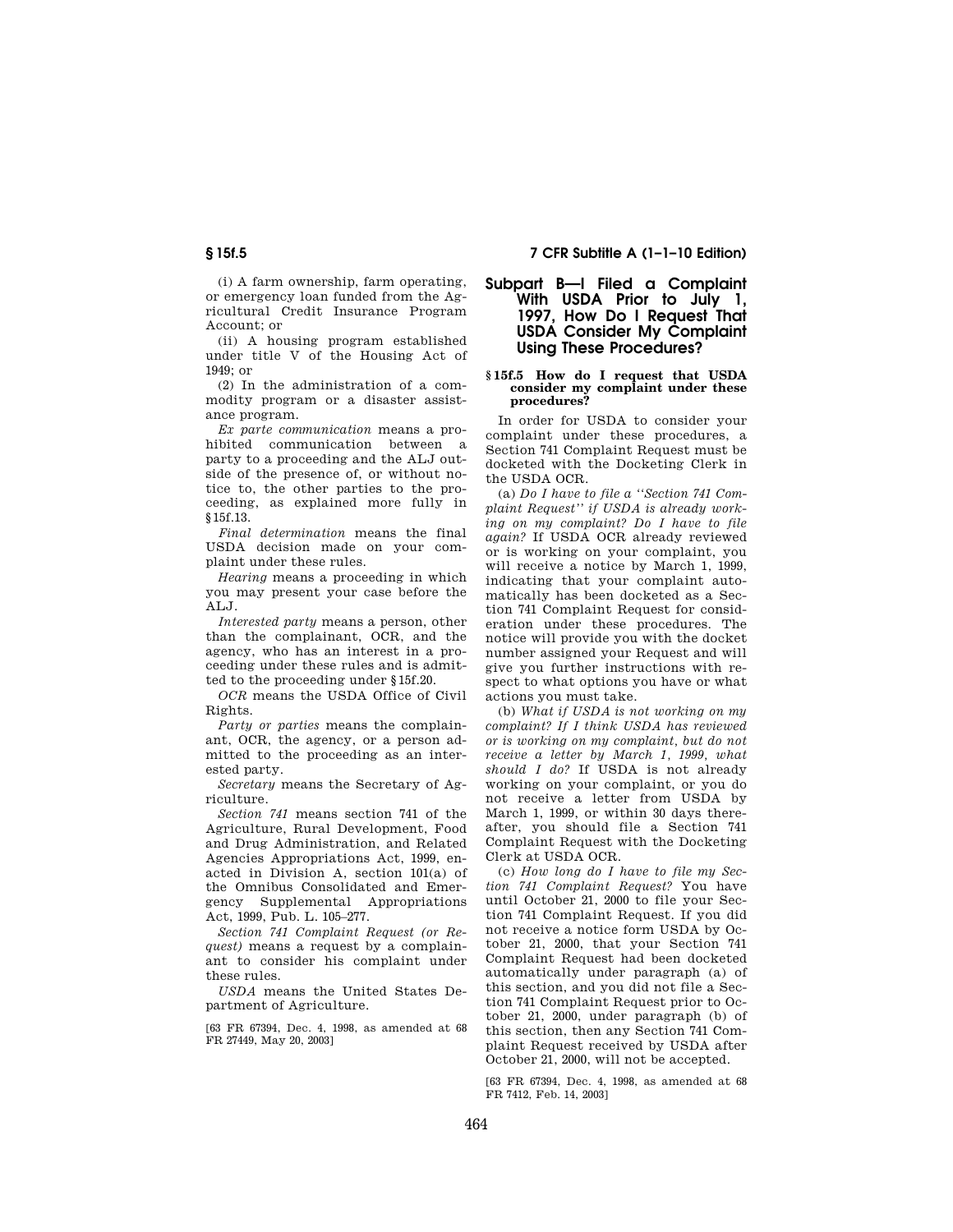(i) A farm ownership, farm operating, or emergency loan funded from the Agricultural Credit Insurance Program Account; or

(ii) A housing program established under title V of the Housing Act of 1949; or

(2) In the administration of a commodity program or a disaster assistance program.

*Ex parte communication* means a prohibited communication between a party to a proceeding and the ALJ outside of the presence of, or without notice to, the other parties to the proceeding, as explained more fully in §15f.13.

*Final determination* means the final USDA decision made on your complaint under these rules.

*Hearing* means a proceeding in which you may present your case before the ALJ.

*Interested party* means a person, other than the complainant, OCR, and the agency, who has an interest in a proceeding under these rules and is admitted to the proceeding under §15f.20.

*OCR* means the USDA Office of Civil Rights.

*Party or parties* means the complainant, OCR, the agency, or a person admitted to the proceeding as an interested party.

*Secretary* means the Secretary of Agriculture.

*Section 741* means section 741 of the Agriculture, Rural Development, Food and Drug Administration, and Related Agencies Appropriations Act, 1999, enacted in Division A, section 101(a) of the Omnibus Consolidated and Emergency Supplemental Appropriations Act, 1999, Pub. L. 105–277.

*Section 741 Complaint Request (or Request)* means a request by a complainant to consider his complaint under these rules.

*USDA* means the United States Department of Agriculture.

[63 FR 67394, Dec. 4, 1998, as amended at 68 FR 27449, May 20, 2003]

## Subpart B—I Filed a Complaint With USDA Prior to July 1, 1997, How Do I Request That USDA Consider My Complaint Using These Procedures?

### §15f.5 How do I request that USDA consider my complaint under these procedures?

In order for USDA to consider your complaint under these procedures, a Section 741 Complaint Request must be docketed with the Docketing Clerk in the USDA OCR.

(a) *Do I have to file a ''Section 741 Complaint Request'' if USDA is already working on my complaint? Do I have to file again?* If USDA OCR already reviewed or is working on your complaint, you will receive a notice by March 1, 1999, indicating that your complaint automatically has been docketed as a Section 741 Complaint Request for consideration under these procedures. The notice will provide you with the docket number assigned your Request and will give you further instructions with respect to what options you have or what actions you must take.

(b) *What if USDA is not working on my complaint? If I think USDA has reviewed or is working on my complaint, but do not receive a letter by March 1, 1999, what should I do?* If USDA is not already working on your complaint, or you do not receive a letter from USDA by March 1, 1999, or within 30 days thereafter, you should file a Section 741 Complaint Request with the Docketing Clerk at USDA OCR.

(c) *How long do I have to file my Section 741 Complaint Request?* You have until October 21, 2000 to file your Section 741 Complaint Request. If you did not receive a notice form USDA by October 21, 2000, that your Section 741 Complaint Request had been docketed automatically under paragraph (a) of this section, and you did not file a Section 741 Complaint Request prior to October 21, 2000, under paragraph (b) of this section, then any Section 741 Complaint Request received by USDA after October 21, 2000, will not be accepted.

[63 FR 67394, Dec. 4, 1998, as amended at 68 FR 7412, Feb. 14, 2003]